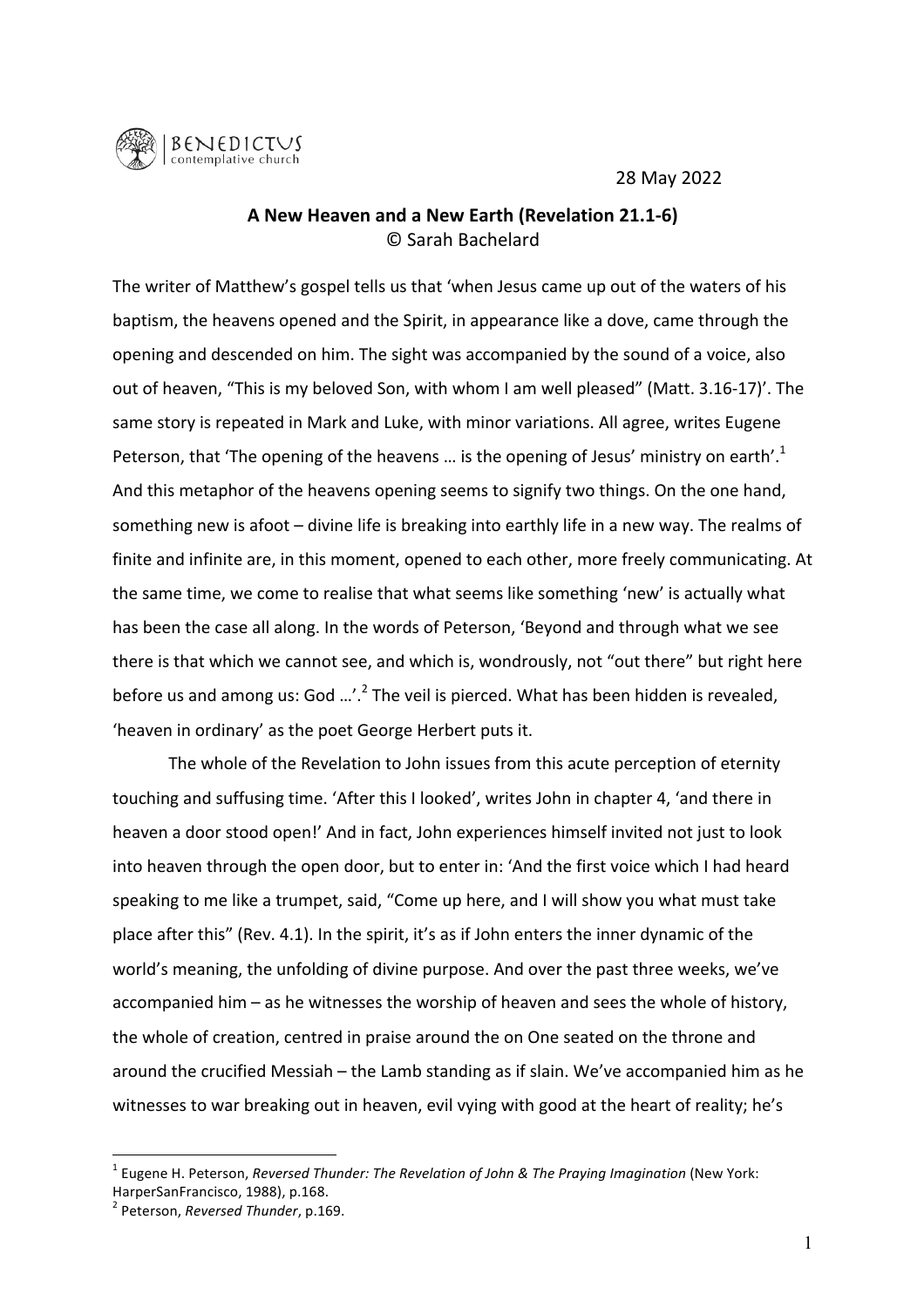BENEDICTUS
contemplative church

28 May 2022

**A New Heaven and a New Earth (Revelation 21.1-6)**
© Sarah Bachelard

The writer of Matthew's gospel tells us that 'when Jesus came up out of the waters of his baptism, the heavens opened and the Spirit, in appearance like a dove, came through the opening and descended on him. The sight was accompanied by the sound of a voice, also out of heaven, "This is my beloved Son, with whom I am well pleased" (Matt. 3.16-17)'. The same story is repeated in Mark and Luke, with minor variations. All agree, writes Eugene Peterson, that 'The opening of the heavens … is the opening of Jesus' ministry on earth'.[1] And this metaphor of the heavens opening seems to signify two things. On the one hand, something new is afoot – divine life is breaking into earthly life in a new way. The realms of finite and infinite are, in this moment, opened to each other, more freely communicating. At the same time, we come to realise that what seems like something 'new' is actually what has been the case all along. In the words of Peterson, 'Beyond and through what we see there is that which we cannot see, and which is, wondrously, not "out there" but right here before us and among us: God …'.[2] The veil is pierced. What has been hidden is revealed, 'heaven in ordinary' as the poet George Herbert puts it.

The whole of the Revelation to John issues from this acute perception of eternity touching and suffusing time. 'After this I looked', writes John in chapter 4, 'and there in heaven a door stood open!' And in fact, John experiences himself invited not just to look into heaven through the open door, but to enter in: 'And the first voice which I had heard speaking to me like a trumpet, said, "Come up here, and I will show you what must take place after this" (Rev. 4.1). In the spirit, it's as if John enters the inner dynamic of the world's meaning, the unfolding of divine purpose. And over the past three weeks, we've accompanied him – as he witnesses the worship of heaven and sees the whole of history, the whole of creation, centred in praise around the on One seated on the throne and around the crucified Messiah – the Lamb standing as if slain. We've accompanied him as he witnesses to war breaking out in heaven, evil vying with good at the heart of reality; he's

---

[1] Eugene H. Peterson, *Reversed Thunder: The Revelation of John & The Praying Imagination* (New York: HarperSanFrancisco, 1988), p.168.

[2] Peterson, *Reversed Thunder*, p.169.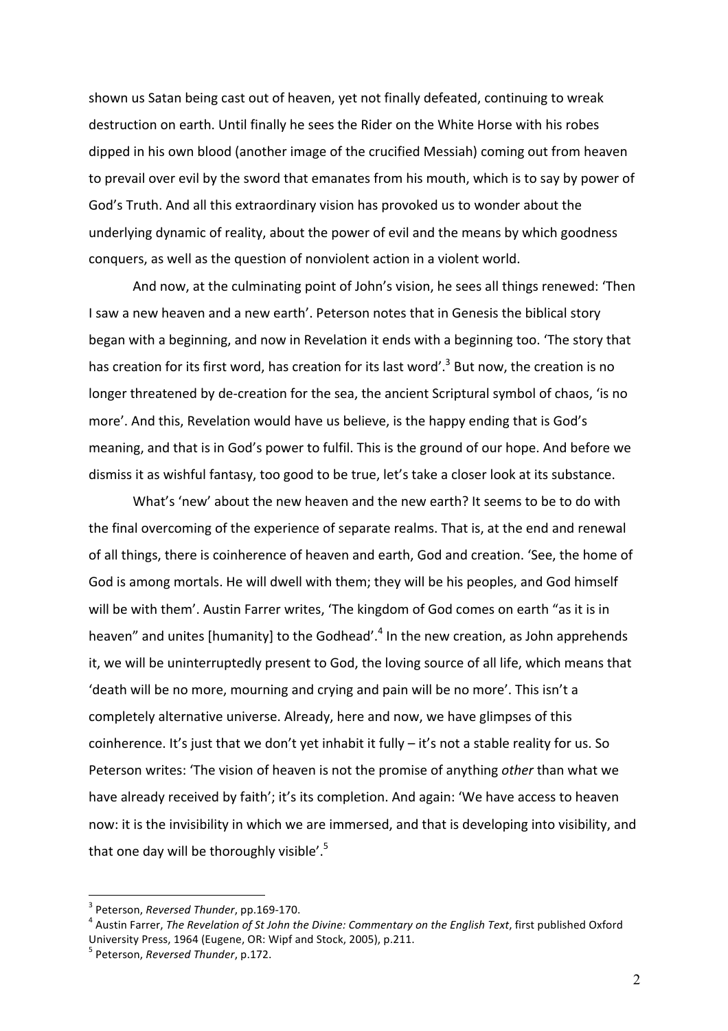shown us Satan being cast out of heaven, yet not finally defeated, continuing to wreak destruction on earth. Until finally he sees the Rider on the White Horse with his robes dipped in his own blood (another image of the crucified Messiah) coming out from heaven to prevail over evil by the sword that emanates from his mouth, which is to say by power of God's Truth. And all this extraordinary vision has provoked us to wonder about the underlying dynamic of reality, about the power of evil and the means by which goodness conquers, as well as the question of nonviolent action in a violent world.

And now, at the culminating point of John's vision, he sees all things renewed: 'Then I saw a new heaven and a new earth'. Peterson notes that in Genesis the biblical story began with a beginning, and now in Revelation it ends with a beginning too. 'The story that has creation for its first word, has creation for its last word'.[3] But now, the creation is no longer threatened by de-creation for the sea, the ancient Scriptural symbol of chaos, 'is no more'. And this, Revelation would have us believe, is the happy ending that is God's meaning, and that is in God's power to fulfil. This is the ground of our hope. And before we dismiss it as wishful fantasy, too good to be true, let's take a closer look at its substance.

What's 'new' about the new heaven and the new earth? It seems to be to do with the final overcoming of the experience of separate realms. That is, at the end and renewal of all things, there is coinherence of heaven and earth, God and creation. 'See, the home of God is among mortals. He will dwell with them; they will be his peoples, and God himself will be with them'. Austin Farrer writes, 'The kingdom of God comes on earth "as it is in heaven" and unites [humanity] to the Godhead'.[4] In the new creation, as John apprehends it, we will be uninterruptedly present to God, the loving source of all life, which means that 'death will be no more, mourning and crying and pain will be no more'. This isn't a completely alternative universe. Already, here and now, we have glimpses of this coinherence. It's just that we don't yet inhabit it fully – it's not a stable reality for us. So Peterson writes: 'The vision of heaven is not the promise of anything *other* than what we have already received by faith'; it's its completion. And again: 'We have access to heaven now: it is the invisibility in which we are immersed, and that is developing into visibility, and that one day will be thoroughly visible'.[5]

---

[3] Peterson, *Reversed Thunder*, pp.169-170.

[4] Austin Farrer, *The Revelation of St John the Divine: Commentary on the English Text*, first published Oxford University Press, 1964 (Eugene, OR: Wipf and Stock, 2005), p.211.

[5] Peterson, *Reversed Thunder*, p.172.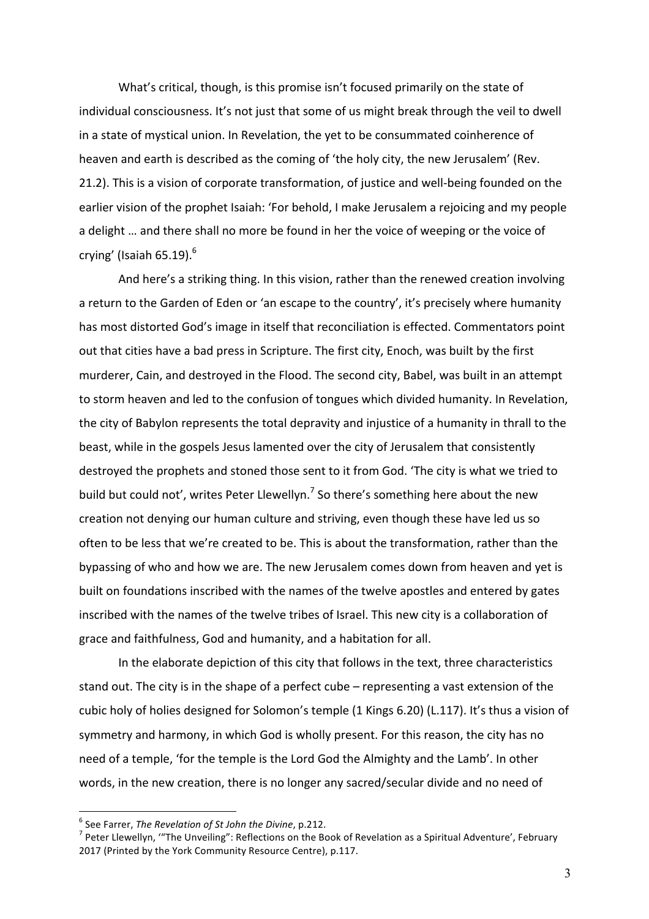What's critical, though, is this promise isn't focused primarily on the state of individual consciousness. It's not just that some of us might break through the veil to dwell in a state of mystical union. In Revelation, the yet to be consummated coinherence of heaven and earth is described as the coming of 'the holy city, the new Jerusalem' (Rev. 21.2). This is a vision of corporate transformation, of justice and well-being founded on the earlier vision of the prophet Isaiah: 'For behold, I make Jerusalem a rejoicing and my people a delight … and there shall no more be found in her the voice of weeping or the voice of crying' (Isaiah 65.19).[6]

And here's a striking thing. In this vision, rather than the renewed creation involving a return to the Garden of Eden or 'an escape to the country', it's precisely where humanity has most distorted God's image in itself that reconciliation is effected. Commentators point out that cities have a bad press in Scripture. The first city, Enoch, was built by the first murderer, Cain, and destroyed in the Flood. The second city, Babel, was built in an attempt to storm heaven and led to the confusion of tongues which divided humanity. In Revelation, the city of Babylon represents the total depravity and injustice of a humanity in thrall to the beast, while in the gospels Jesus lamented over the city of Jerusalem that consistently destroyed the prophets and stoned those sent to it from God. 'The city is what we tried to build but could not', writes Peter Llewellyn.[7] So there's something here about the new creation not denying our human culture and striving, even though these have led us so often to be less that we're created to be. This is about the transformation, rather than the bypassing of who and how we are. The new Jerusalem comes down from heaven and yet is built on foundations inscribed with the names of the twelve apostles and entered by gates inscribed with the names of the twelve tribes of Israel. This new city is a collaboration of grace and faithfulness, God and humanity, and a habitation for all.

In the elaborate depiction of this city that follows in the text, three characteristics stand out. The city is in the shape of a perfect cube – representing a vast extension of the cubic holy of holies designed for Solomon's temple (1 Kings 6.20) (L.117). It's thus a vision of symmetry and harmony, in which God is wholly present. For this reason, the city has no need of a temple, 'for the temple is the Lord God the Almighty and the Lamb'. In other words, in the new creation, there is no longer any sacred/secular divide and no need of

---

[6] See Farrer, *The Revelation of St John the Divine*, p.212.

[7] Peter Llewellyn, '"The Unveiling": Reflections on the Book of Revelation as a Spiritual Adventure', February 2017 (Printed by the York Community Resource Centre), p.117.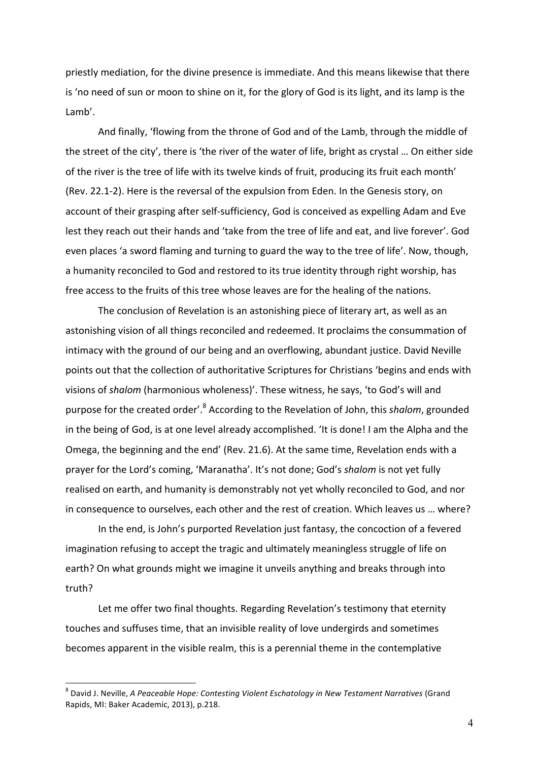priestly mediation, for the divine presence is immediate. And this means likewise that there is 'no need of sun or moon to shine on it, for the glory of God is its light, and its lamp is the Lamb'.

And finally, 'flowing from the throne of God and of the Lamb, through the middle of the street of the city', there is 'the river of the water of life, bright as crystal … On either side of the river is the tree of life with its twelve kinds of fruit, producing its fruit each month' (Rev. 22.1-2). Here is the reversal of the expulsion from Eden. In the Genesis story, on account of their grasping after self-sufficiency, God is conceived as expelling Adam and Eve lest they reach out their hands and 'take from the tree of life and eat, and live forever'. God even places 'a sword flaming and turning to guard the way to the tree of life'. Now, though, a humanity reconciled to God and restored to its true identity through right worship, has free access to the fruits of this tree whose leaves are for the healing of the nations.

The conclusion of Revelation is an astonishing piece of literary art, as well as an astonishing vision of all things reconciled and redeemed. It proclaims the consummation of intimacy with the ground of our being and an overflowing, abundant justice. David Neville points out that the collection of authoritative Scriptures for Christians 'begins and ends with visions of *shalom* (harmonious wholeness)'. These witness, he says, 'to God's will and purpose for the created order'.[8] According to the Revelation of John, this *shalom*, grounded in the being of God, is at one level already accomplished. 'It is done! I am the Alpha and the Omega, the beginning and the end' (Rev. 21.6). At the same time, Revelation ends with a prayer for the Lord's coming, 'Maranatha'. It's not done; God's *shalom* is not yet fully realised on earth, and humanity is demonstrably not yet wholly reconciled to God, and nor in consequence to ourselves, each other and the rest of creation. Which leaves us … where?

In the end, is John's purported Revelation just fantasy, the concoction of a fevered imagination refusing to accept the tragic and ultimately meaningless struggle of life on earth? On what grounds might we imagine it unveils anything and breaks through into truth?

Let me offer two final thoughts. Regarding Revelation's testimony that eternity touches and suffuses time, that an invisible reality of love undergirds and sometimes becomes apparent in the visible realm, this is a perennial theme in the contemplative

---

[8] David J. Neville, *A Peaceable Hope: Contesting Violent Eschatology in New Testament Narratives* (Grand Rapids, MI: Baker Academic, 2013), p.218.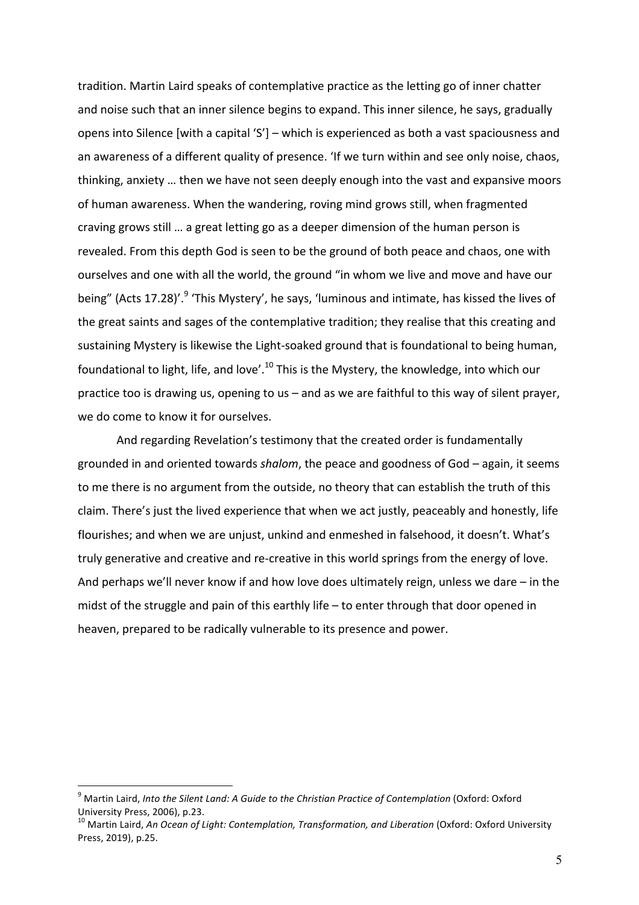tradition. Martin Laird speaks of contemplative practice as the letting go of inner chatter and noise such that an inner silence begins to expand. This inner silence, he says, gradually opens into Silence [with a capital 'S'] – which is experienced as both a vast spaciousness and an awareness of a different quality of presence. 'If we turn within and see only noise, chaos, thinking, anxiety … then we have not seen deeply enough into the vast and expansive moors of human awareness. When the wandering, roving mind grows still, when fragmented craving grows still … a great letting go as a deeper dimension of the human person is revealed. From this depth God is seen to be the ground of both peace and chaos, one with ourselves and one with all the world, the ground "in whom we live and move and have our being" (Acts 17.28)'.[9] 'This Mystery', he says, 'luminous and intimate, has kissed the lives of the great saints and sages of the contemplative tradition; they realise that this creating and sustaining Mystery is likewise the Light-soaked ground that is foundational to being human, foundational to light, life, and love'.[10] This is the Mystery, the knowledge, into which our practice too is drawing us, opening to us – and as we are faithful to this way of silent prayer, we do come to know it for ourselves.

And regarding Revelation's testimony that the created order is fundamentally grounded in and oriented towards *shalom*, the peace and goodness of God – again, it seems to me there is no argument from the outside, no theory that can establish the truth of this claim. There's just the lived experience that when we act justly, peaceably and honestly, life flourishes; and when we are unjust, unkind and enmeshed in falsehood, it doesn't. What's truly generative and creative and re-creative in this world springs from the energy of love. And perhaps we'll never know if and how love does ultimately reign, unless we dare – in the midst of the struggle and pain of this earthly life – to enter through that door opened in heaven, prepared to be radically vulnerable to its presence and power.

---

[9] Martin Laird, *Into the Silent Land: A Guide to the Christian Practice of Contemplation* (Oxford: Oxford University Press, 2006), p.23.

[10] Martin Laird, *An Ocean of Light: Contemplation, Transformation, and Liberation* (Oxford: Oxford University Press, 2019), p.25.